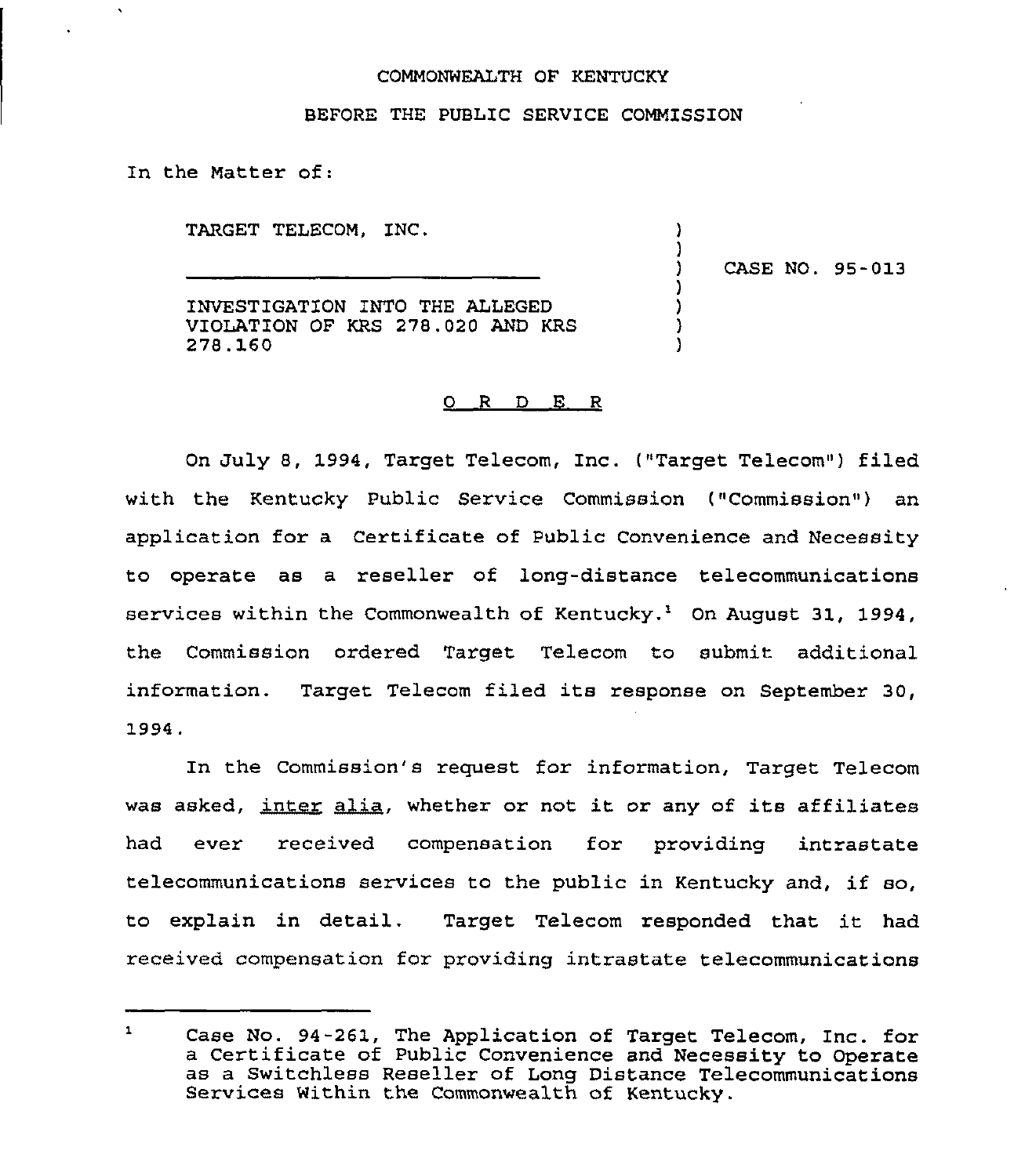COMMONWEALTH OF KENTUCKY

BEFORE THE PUBLIC SERVICE COMMISSION

In the Matter of:

TARGET TELECOM, INC.

INVESTIGATION INTO THE ALLEGED VIOLATION OF KRS 278.020 AND KRS 278.160

CASE NO. 95-013

## ORDER

On July 8, 1994, Target Telecom, Inc. ("Target Telecom") filed with the Kentucky Public Service Commission ("Commission") an application for a Certificate of Public Convenience and Necessity to operate as a reseller of long-distance telecommunications services within the Commonwealth of Kentucky.[1] On August 31, 1994, the Commission ordered Target Telecom to submit additional information. Target Telecom filed its response on September 30, 1994.

In the Commission's request for information, Target Telecom was asked, *inter alia*, whether or not it or any of its affiliates had ever received compensation for providing intrastate telecommunications services to the public in Kentucky and, if so, to explain in detail. Target Telecom responded that it had received compensation for providing intrastate telecommunications

[1] Case No. 94-261, The Application of Target Telecom, Inc. for a Certificate of Public Convenience and Necessity to Operate as a Switchless Reseller of Long Distance Telecommunications Services Within the Commonwealth of Kentucky.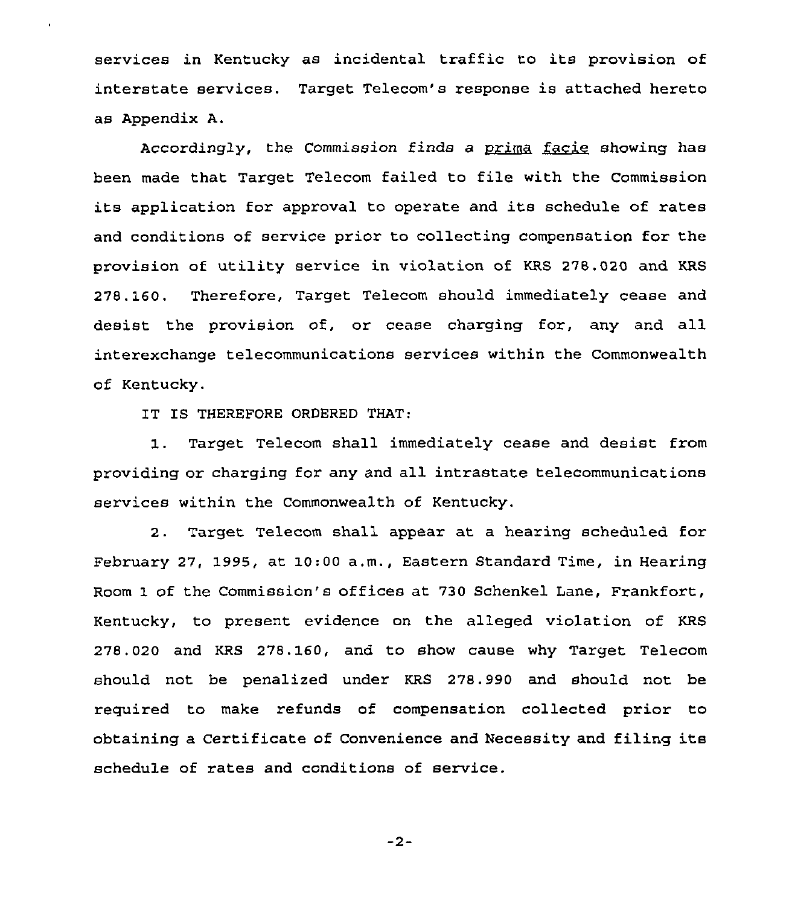services in Kentucky as incidental traffic to its provision of interstate services. Target Telecom's response is attached hereto as Appendix A.

Accordingly, the Commission finds a prima facie showing has been made that Target Telecom failed to file with the Commission its application for approval to operate and its schedule of rates and conditions of service prior to collecting compensation for the provision of utility service in violation of KRS 278.020 and KRS 278.160. Therefore, Target Telecom should immediately cease and desist the provision of, or cease charging for, any and all interexchange telecommunications services within the Commonwealth of Kentucky.

IT IS THEREFORE ORDERED THAT:

1. Target Telecom shall immediately cease and desist from providing or charging for any and all intrastate telecommunications services within the Commonwealth of Kentucky.

2. Target Telecom shall appear at a hearing scheduled for February 27, 1995, at 10:00 a.m., Eastern Standard Time, in Hearing Room 1 of the Commission's offices at 730 Schenkel Lane, Frankfort, Kentucky, to present evidence on the alleged violation of KRS 278.020 and KRS 278.160, and to show cause why Target Telecom should not be penalized under KRS 278.990 and should not be required to make refunds of compensation collected prior to obtaining a Certificate of Convenience and Necessity and filing its schedule of rates and conditions of service.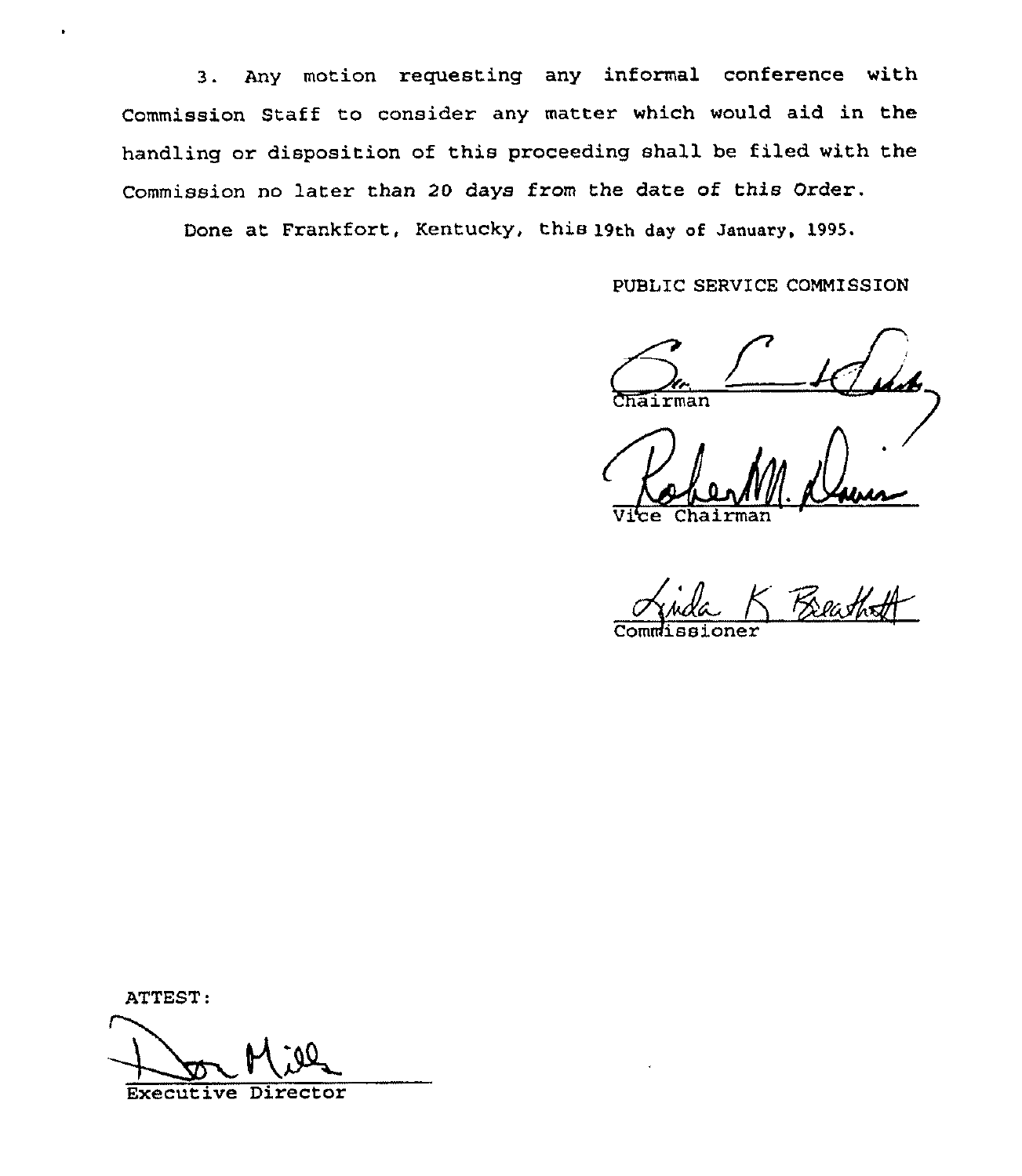3. Any motion requesting any informal conference with Commission Staff to consider any matter which would aid in the handling or disposition of this proceeding shall be filed with the Commission no later than 20 days from the date of this Order.

Done at Frankfort, Kentucky, this 19th day of January, 1995.

PUBLIC SERVICE COMMISSION

Chairman

Vice Chairman

Commissioner

ATTEST:

Executive Director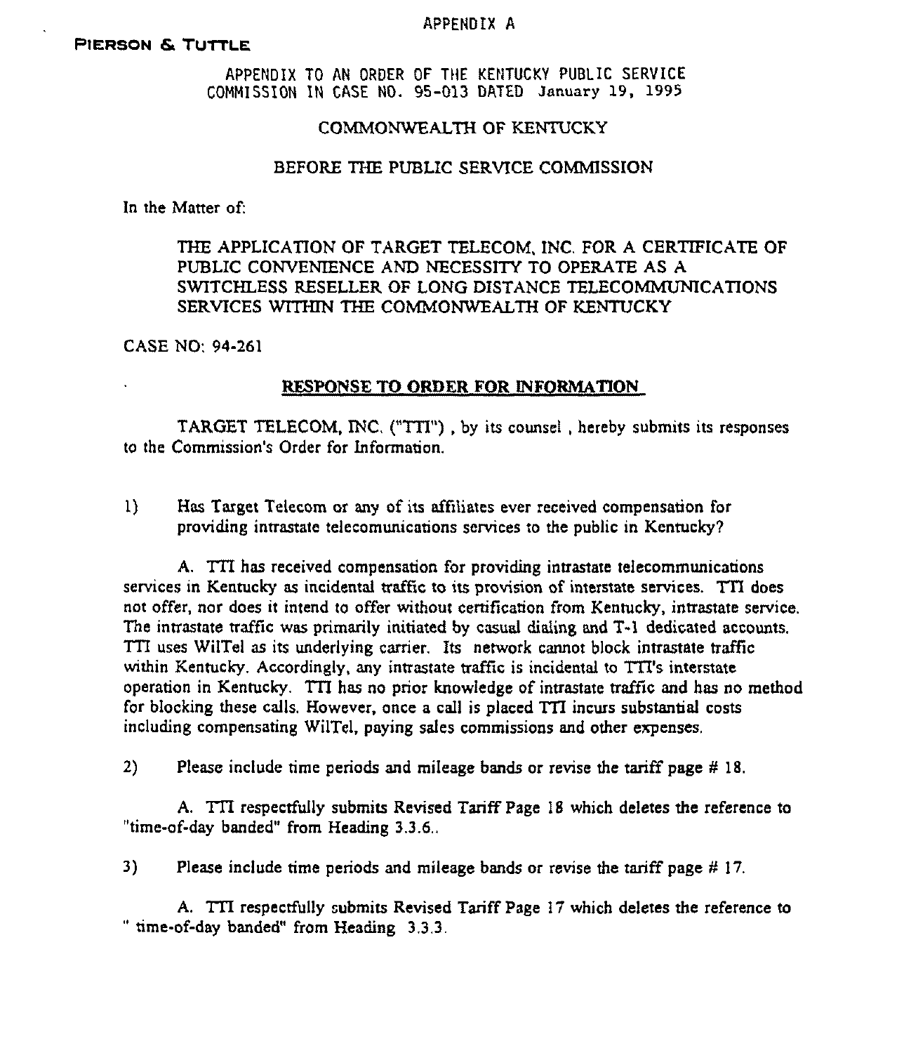APPENDIX A

**PIERSON & TUTTLE**

APPENDIX TO AN ORDER OF THE KENTUCKY PUBLIC SERVICE COMMISSION IN CASE NO. 95-013 DATED January 19, 1995

COMMONWEALTH OF KENTUCKY

BEFORE THE PUBLIC SERVICE COMMISSION

In the Matter of:

THE APPLICATION OF TARGET TELECOM, INC. FOR A CERTIFICATE OF PUBLIC CONVENIENCE AND NECESSITY TO OPERATE AS A SWITCHLESS RESELLER OF LONG DISTANCE TELECOMMUNICATIONS SERVICES WITHIN THE COMMONWEALTH OF KENTUCKY

CASE NO: 94-261

**RESPONSE TO ORDER FOR INFORMATION**

TARGET TELECOM, INC. ("TTI") , by its counsel , hereby submits its responses to the Commission's Order for Information.

1) Has Target Telecom or any of its affiliates ever received compensation for providing intrastate telecomunications services to the public in Kentucky?

A. TTI has received compensation for providing intrastate telecommunications services in Kentucky as incidental traffic to its provision of interstate services. TTI does not offer, nor does it intend to offer without certification from Kentucky, intrastate service. The intrastate traffic was primarily initiated by casual dialing and T-1 dedicated accounts. TTI uses WilTel as its underlying carrier. Its network cannot block intrastate traffic within Kentucky. Accordingly, any intrastate traffic is incidental to TTI's interstate operation in Kentucky. TTI has no prior knowledge of intrastate traffic and has no method for blocking these calls. However, once a call is placed TTI incurs substantial costs including compensating WilTel, paying sales commissions and other expenses.

2) Please include time periods and mileage bands or revise the tariff page # 18.

A. TTI respectfully submits Revised Tariff Page 18 which deletes the reference to "time-of-day banded" from Heading 3.3.6..

3) Please include time periods and mileage bands or revise the tariff page # 17.

A. TTI respectfully submits Revised Tariff Page 17 which deletes the reference to " time-of-day banded" from Heading 3.3.3.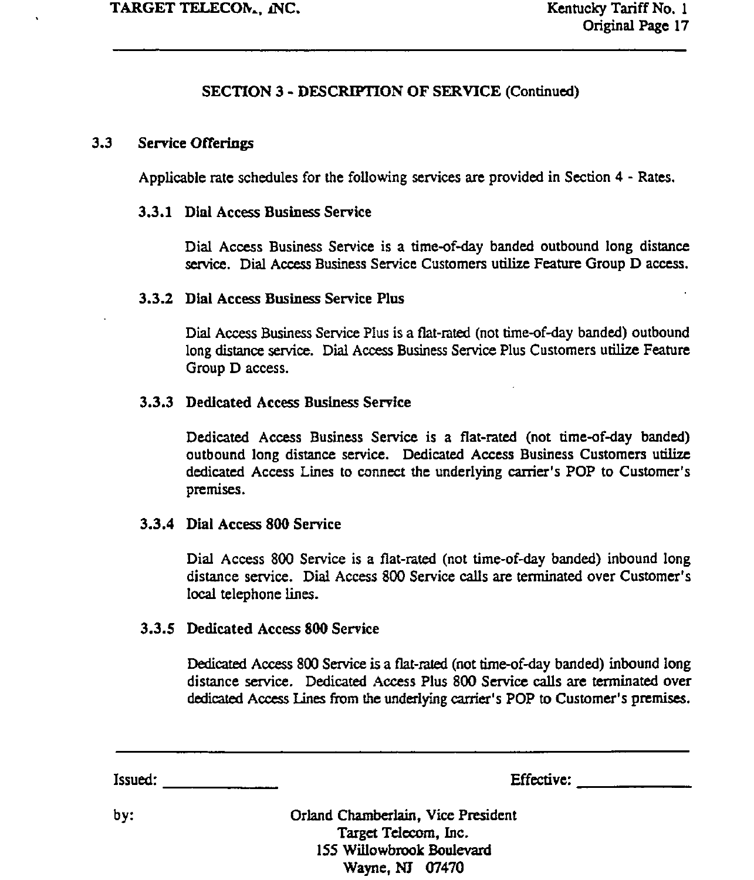## SECTION 3 - DESCRIPTION OF SERVICE (Continued)

### 3.3 Service Offerings

Applicable rate schedules for the following services are provided in Section 4 - Rates.

#### 3.3.1 Dial Access Business Service

Dial Access Business Service is a time-of-day banded outbound long distance service. Dial Access Business Service Customers utilize Feature Group D access.

#### 3.3.2 Dial Access Business Service Plus

Dial Access Business Service Plus is a flat-rated (not time-of-day banded) outbound long distance service. Dial Access Business Service Plus Customers utilize Feature Group D access.

#### 3.3.3 Dedicated Access Business Service

Dedicated Access Business Service is a flat-rated (not time-of-day banded) outbound long distance service. Dedicated Access Business Customers utilize dedicated Access Lines to connect the underlying carrier's POP to Customer's premises.

#### 3.3.4 Dial Access 800 Service

Dial Access 800 Service is a flat-rated (not time-of-day banded) inbound long distance service. Dial Access 800 Service calls are terminated over Customer's local telephone lines.

#### 3.3.5 Dedicated Access 800 Service

Dedicated Access 800 Service is a flat-rated (not time-of-day banded) inbound long distance service. Dedicated Access Plus 800 Service calls are terminated over dedicated Access Lines from the underlying carrier's POP to Customer's premises.

Issued: ____________ Effective: ____________

by: Orland Chamberlain, Vice President
Target Telecom, Inc.
155 Willowbrook Boulevard
Wayne, NJ 07470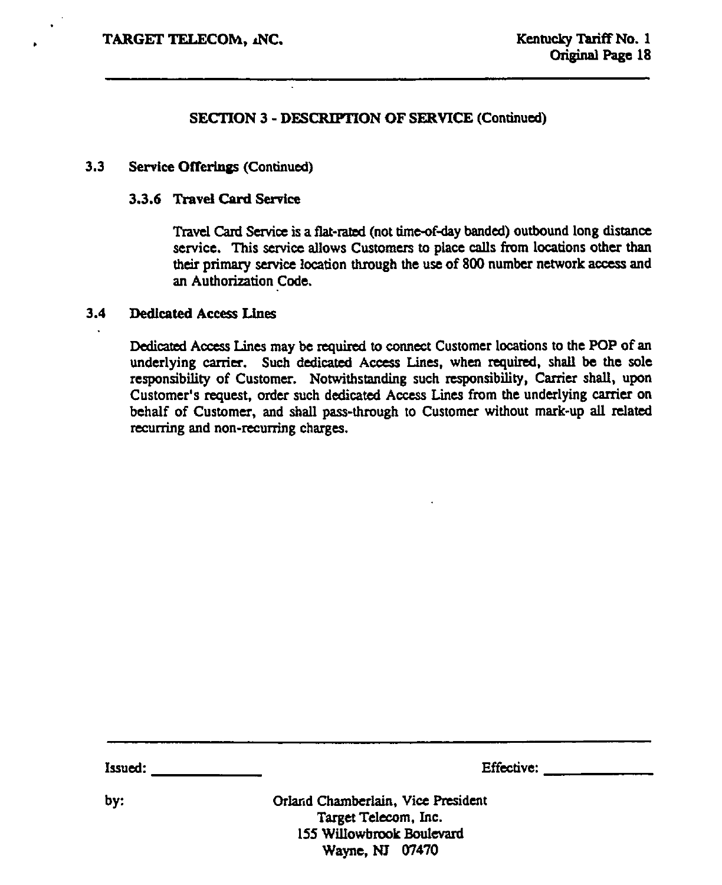## SECTION 3 - DESCRIPTION OF SERVICE (Continued)

**3.3 Service Offerings (Continued)**

**3.3.6 Travel Card Service**

Travel Card Service is a flat-rated (not time-of-day banded) outbound long distance service. This service allows Customers to place calls from locations other than their primary service location through the use of 800 number network access and an Authorization Code.

**3.4 Dedicated Access Lines**

Dedicated Access Lines may be required to connect Customer locations to the POP of an underlying carrier. Such dedicated Access Lines, when required, shall be the sole responsibility of Customer. Notwithstanding such responsibility, Carrier shall, upon Customer's request, order such dedicated Access Lines from the underlying carrier on behalf of Customer, and shall pass-through to Customer without mark-up all related recurring and non-recurring charges.

Issued: ______________ Effective: ______________

by: Orland Chamberlain, Vice President
Target Telecom, Inc.
155 Willowbrook Boulevard
Wayne, NJ 07470